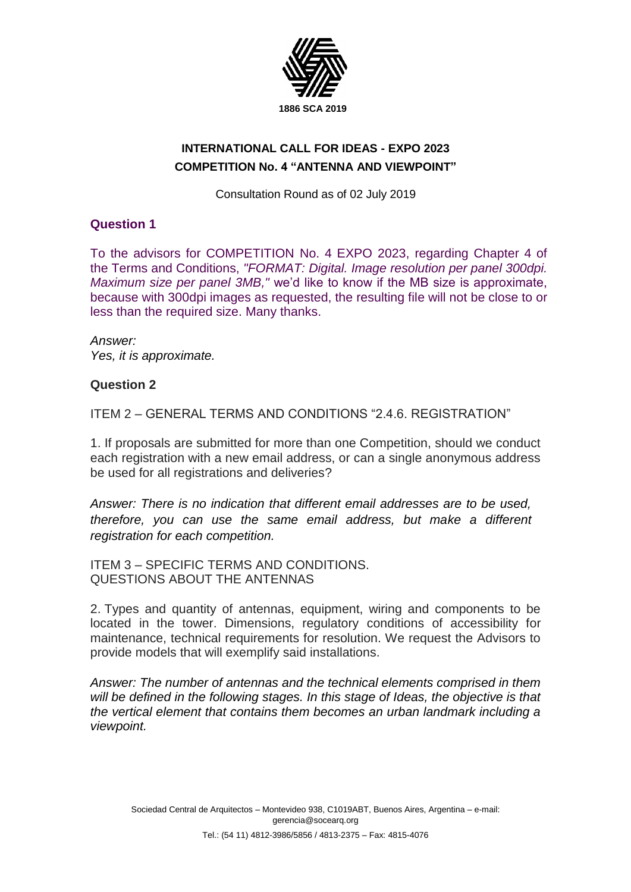1886 SCA 2019

**INTERNATIONAL CALL FOR IDEAS - EXPO 2023**
**COMPETITION No. 4 "ANTENNA AND VIEWPOINT"**

Consultation Round as of 02 July 2019

## Question 1

To the advisors for COMPETITION No. 4 EXPO 2023, regarding Chapter 4 of the Terms and Conditions, *"FORMAT: Digital. Image resolution per panel 300dpi. Maximum size per panel 3MB,"* we'd like to know if the MB size is approximate, because with 300dpi images as requested, the resulting file will not be close to or less than the required size. Many thanks.

*Answer:*
*Yes, it is approximate.*

## Question 2

ITEM 2 – GENERAL TERMS AND CONDITIONS "2.4.6. REGISTRATION"

1. If proposals are submitted for more than one Competition, should we conduct each registration with a new email address, or can a single anonymous address be used for all registrations and deliveries?

*Answer: There is no indication that different email addresses are to be used, therefore, you can use the same email address, but make a different registration for each competition.*

ITEM 3 – SPECIFIC TERMS AND CONDITIONS.
QUESTIONS ABOUT THE ANTENNAS

2. Types and quantity of antennas, equipment, wiring and components to be located in the tower. Dimensions, regulatory conditions of accessibility for maintenance, technical requirements for resolution. We request the Advisors to provide models that will exemplify said installations.

*Answer: The number of antennas and the technical elements comprised in them will be defined in the following stages. In this stage of Ideas, the objective is that the vertical element that contains them becomes an urban landmark including a viewpoint.*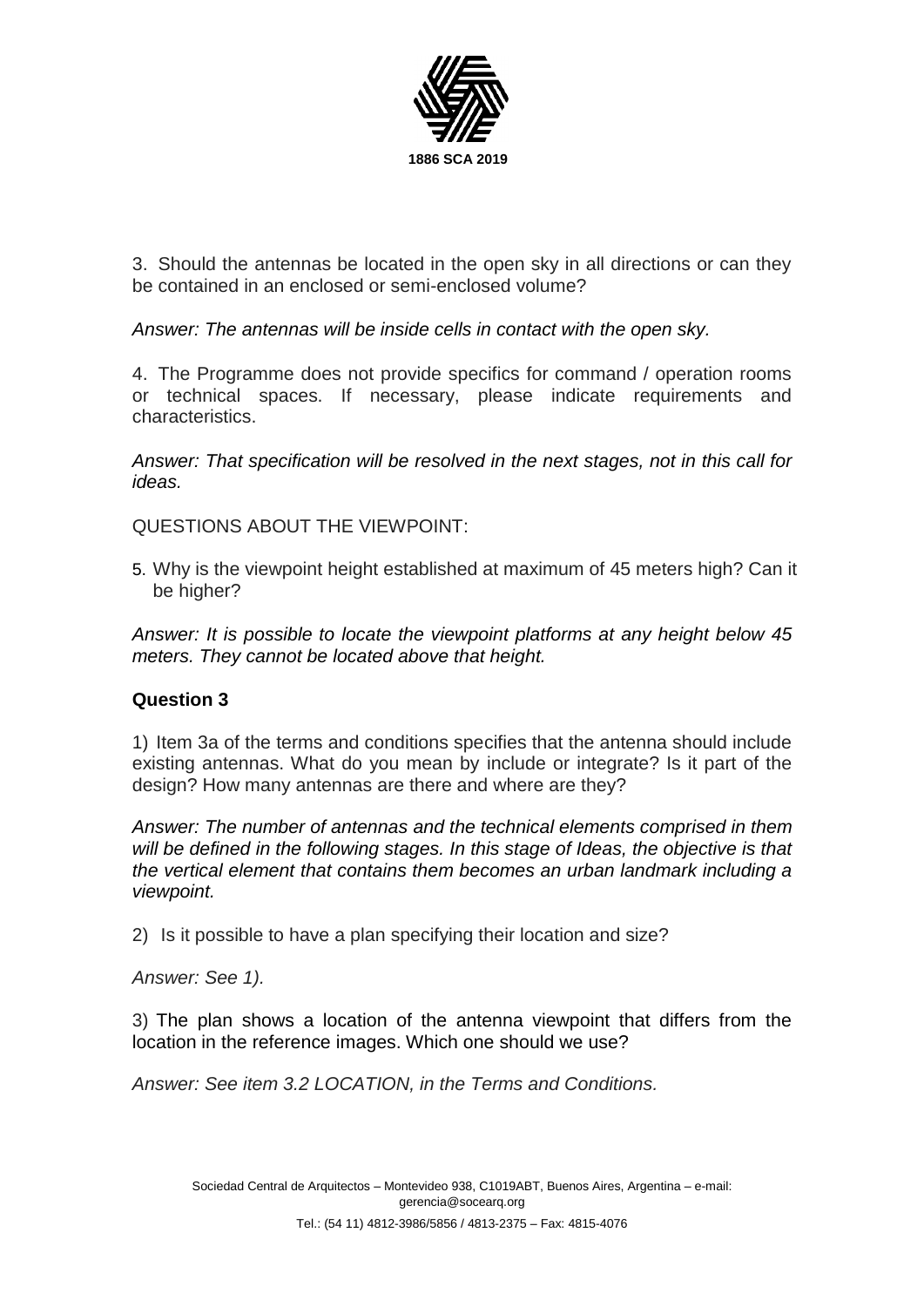3. Should the antennas be located in the open sky in all directions or can they be contained in an enclosed or semi-enclosed volume?

*Answer: The antennas will be inside cells in contact with the open sky.*

4. The Programme does not provide specifics for command / operation rooms or technical spaces. If necessary, please indicate requirements and characteristics.

*Answer: That specification will be resolved in the next stages, not in this call for ideas.*

QUESTIONS ABOUT THE VIEWPOINT:

5. Why is the viewpoint height established at maximum of 45 meters high? Can it be higher?

*Answer: It is possible to locate the viewpoint platforms at any height below 45 meters. They cannot be located above that height.*

**Question 3**

1) Item 3a of the terms and conditions specifies that the antenna should include existing antennas. What do you mean by include or integrate? Is it part of the design? How many antennas are there and where are they?

*Answer: The number of antennas and the technical elements comprised in them will be defined in the following stages. In this stage of Ideas, the objective is that the vertical element that contains them becomes an urban landmark including a viewpoint.*

2) Is it possible to have a plan specifying their location and size?

*Answer: See 1).*

3) The plan shows a location of the antenna viewpoint that differs from the location in the reference images. Which one should we use?

*Answer: See item 3.2 LOCATION, in the Terms and Conditions.*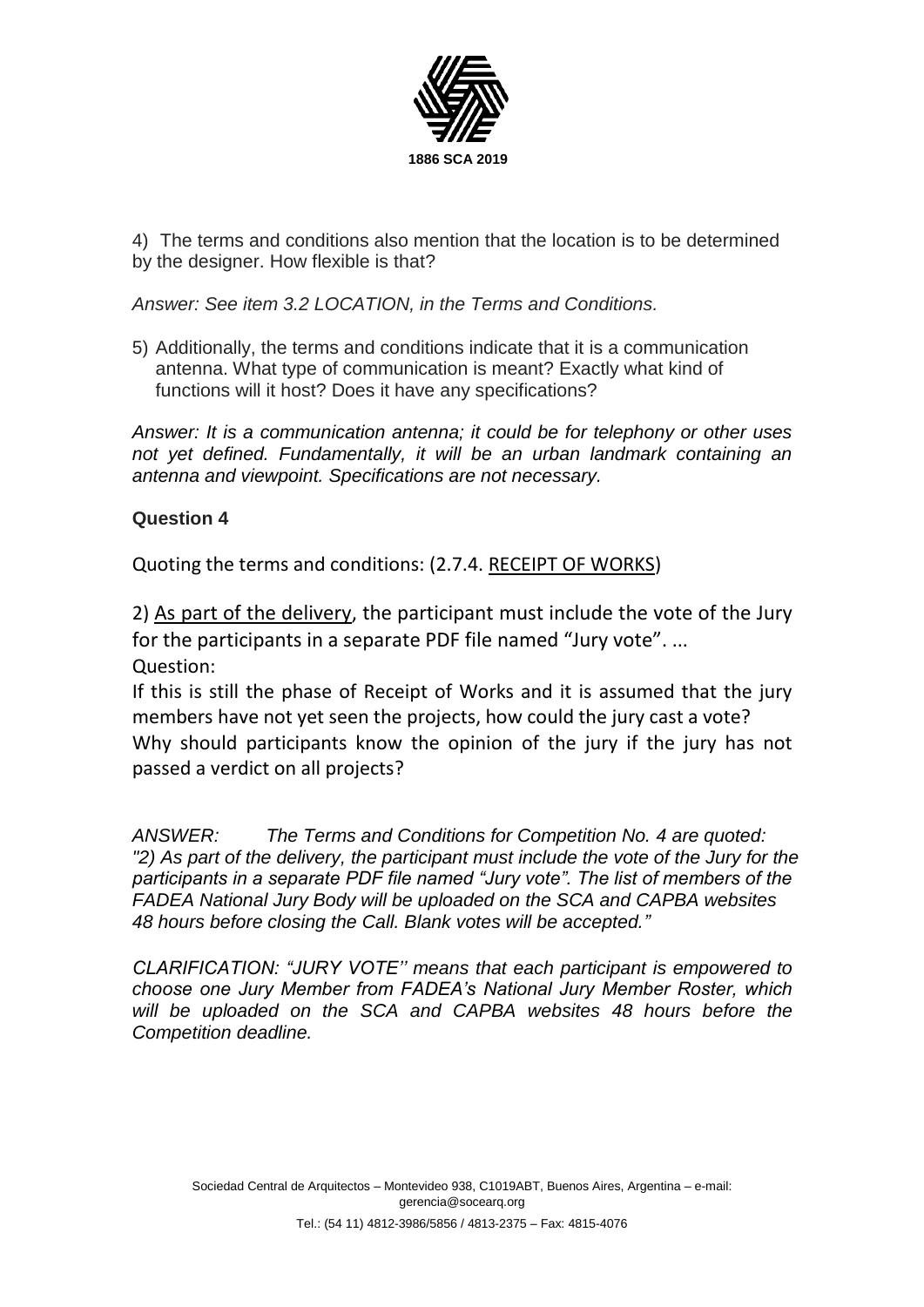4) The terms and conditions also mention that the location is to be determined by the designer. How flexible is that?

*Answer: See item 3.2 LOCATION, in the Terms and Conditions.*

5) Additionally, the terms and conditions indicate that it is a communication antenna. What type of communication is meant? Exactly what kind of functions will it host? Does it have any specifications?

*Answer: It is a communication antenna; it could be for telephony or other uses not yet defined. Fundamentally, it will be an urban landmark containing an antenna and viewpoint. Specifications are not necessary.*

**Question 4**

Quoting the terms and conditions: (2.7.4. RECEIPT OF WORKS)

2) As part of the delivery, the participant must include the vote of the Jury for the participants in a separate PDF file named "Jury vote". ...

Question:

If this is still the phase of Receipt of Works and it is assumed that the jury members have not yet seen the projects, how could the jury cast a vote?

Why should participants know the opinion of the jury if the jury has not passed a verdict on all projects?

*ANSWER: The Terms and Conditions for Competition No. 4 are quoted: "2) As part of the delivery, the participant must include the vote of the Jury for the participants in a separate PDF file named "Jury vote". The list of members of the FADEA National Jury Body will be uploaded on the SCA and CAPBA websites 48 hours before closing the Call. Blank votes will be accepted."*

*CLARIFICATION: "JURY VOTE'' means that each participant is empowered to choose one Jury Member from FADEA's National Jury Member Roster, which will be uploaded on the SCA and CAPBA websites 48 hours before the Competition deadline.*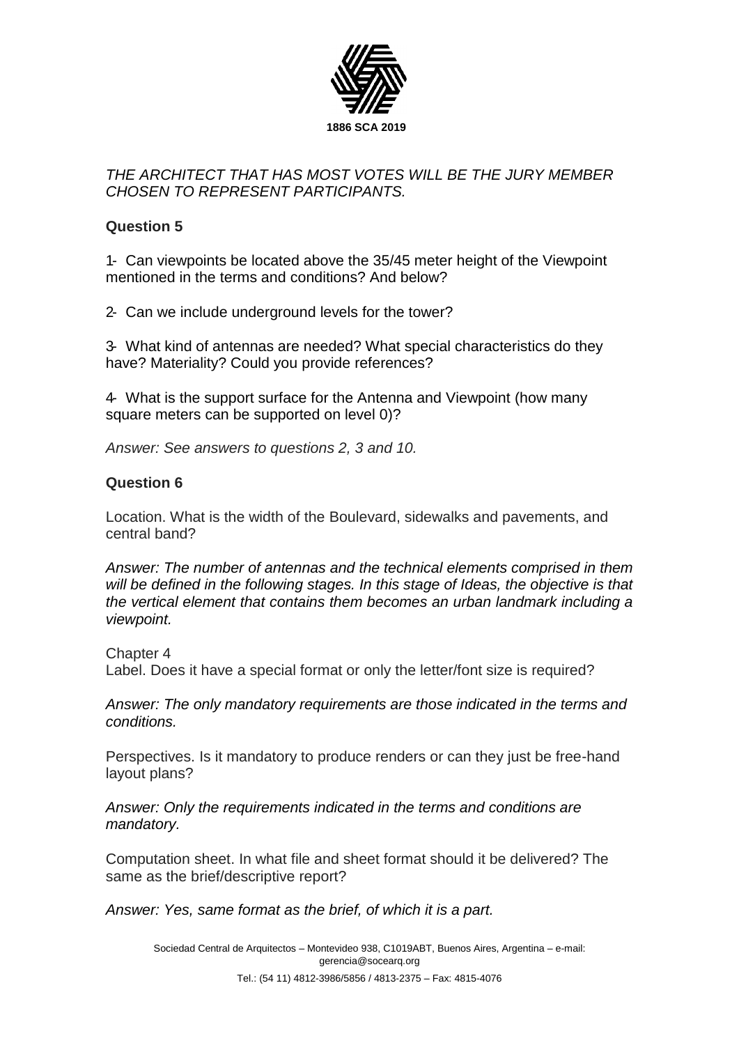*THE ARCHITECT THAT HAS MOST VOTES WILL BE THE JURY MEMBER CHOSEN TO REPRESENT PARTICIPANTS.*

**Question 5**

1- Can viewpoints be located above the 35/45 meter height of the Viewpoint mentioned in the terms and conditions? And below?

2- Can we include underground levels for the tower?

3- What kind of antennas are needed? What special characteristics do they have? Materiality? Could you provide references?

4- What is the support surface for the Antenna and Viewpoint (how many square meters can be supported on level 0)?

*Answer: See answers to questions 2, 3 and 10.*

**Question 6**

Location. What is the width of the Boulevard, sidewalks and pavements, and central band?

*Answer: The number of antennas and the technical elements comprised in them will be defined in the following stages. In this stage of Ideas, the objective is that the vertical element that contains them becomes an urban landmark including a viewpoint.*

Chapter 4
Label. Does it have a special format or only the letter/font size is required?

*Answer: The only mandatory requirements are those indicated in the terms and conditions.*

Perspectives. Is it mandatory to produce renders or can they just be free-hand layout plans?

*Answer: Only the requirements indicated in the terms and conditions are mandatory.*

Computation sheet. In what file and sheet format should it be delivered? The same as the brief/descriptive report?

*Answer: Yes, same format as the brief, of which it is a part.*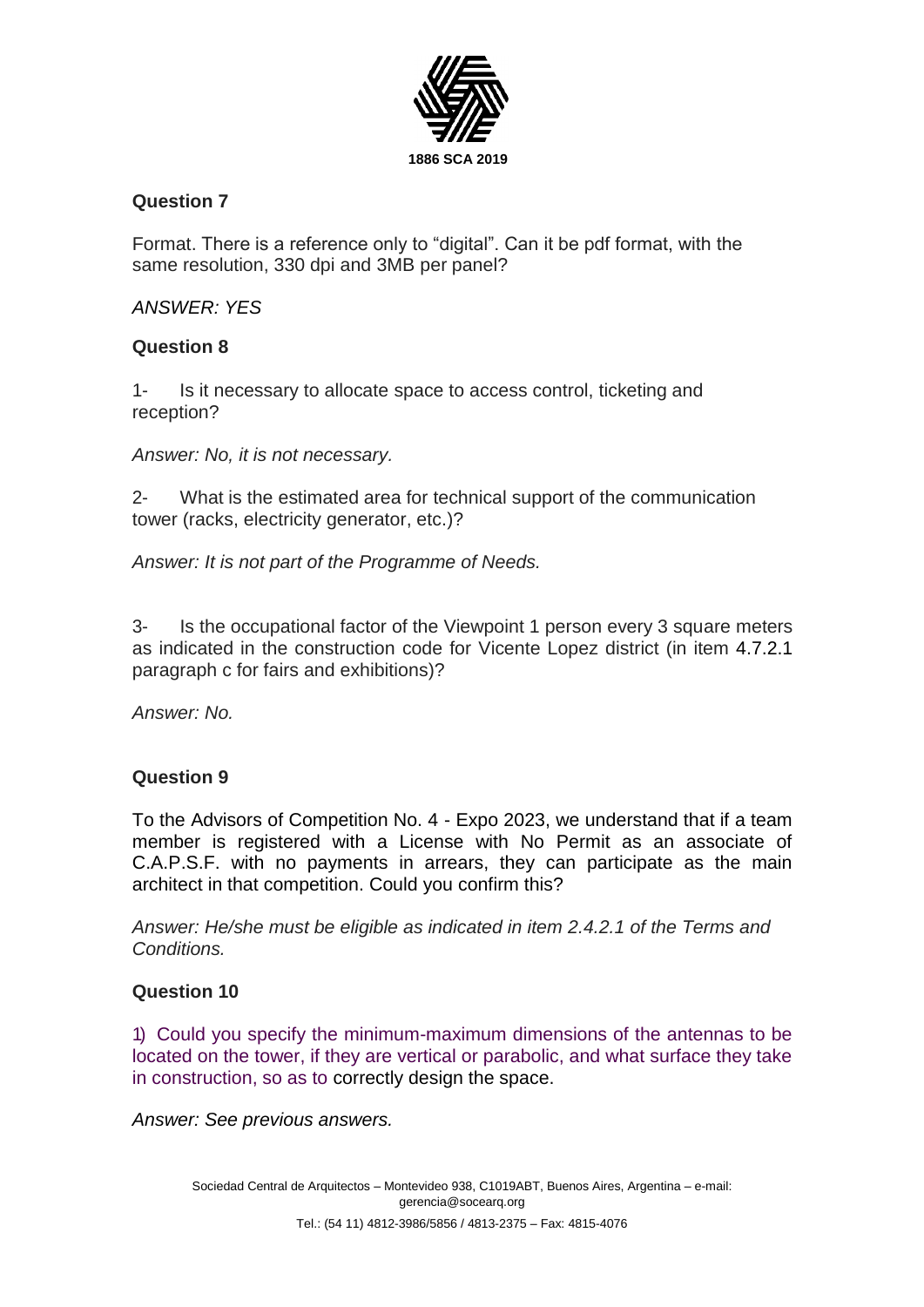**Question 7**

Format. There is a reference only to "digital". Can it be pdf format, with the same resolution, 330 dpi and 3MB per panel?

*ANSWER: YES*

**Question 8**

1- Is it necessary to allocate space to access control, ticketing and reception?

*Answer: No, it is not necessary.*

2- What is the estimated area for technical support of the communication tower (racks, electricity generator, etc.)?

*Answer: It is not part of the Programme of Needs.*

3- Is the occupational factor of the Viewpoint 1 person every 3 square meters as indicated in the construction code for Vicente Lopez district (in item 4.7.2.1 paragraph c for fairs and exhibitions)?

*Answer: No.*

**Question 9**

To the Advisors of Competition No. 4 - Expo 2023, we understand that if a team member is registered with a License with No Permit as an associate of C.A.P.S.F. with no payments in arrears, they can participate as the main architect in that competition. Could you confirm this?

*Answer: He/she must be eligible as indicated in item 2.4.2.1 of the Terms and Conditions.*

**Question 10**

1) Could you specify the minimum-maximum dimensions of the antennas to be located on the tower, if they are vertical or parabolic, and what surface they take in construction, so as to correctly design the space.

*Answer: See previous answers.*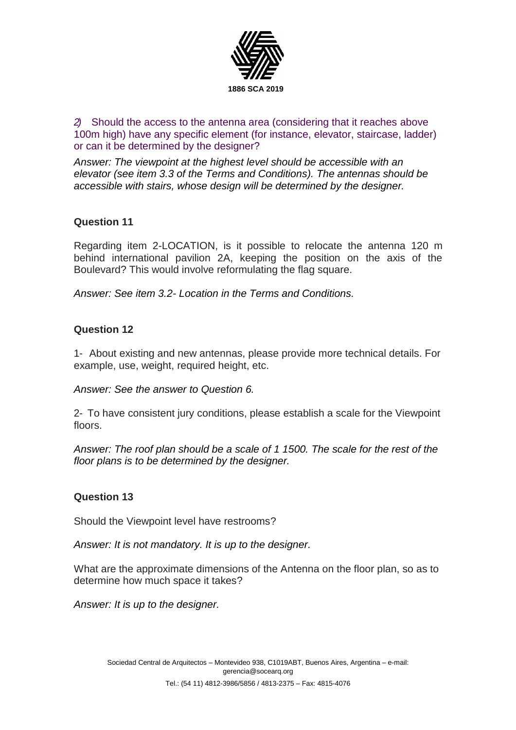*2)* Should the access to the antenna area (considering that it reaches above 100m high) have any specific element (for instance, elevator, staircase, ladder) or can it be determined by the designer?

*Answer: The viewpoint at the highest level should be accessible with an elevator (see item 3.3 of the Terms and Conditions). The antennas should be accessible with stairs, whose design will be determined by the designer.*

### Question 11

Regarding item 2-LOCATION, is it possible to relocate the antenna 120 m behind international pavilion 2A, keeping the position on the axis of the Boulevard? This would involve reformulating the flag square.

*Answer: See item 3.2- Location in the Terms and Conditions.*

### Question 12

1- About existing and new antennas, please provide more technical details. For example, use, weight, required height, etc.

*Answer: See the answer to Question 6.*

2- To have consistent jury conditions, please establish a scale for the Viewpoint floors.

*Answer: The roof plan should be a scale of 1 1500. The scale for the rest of the floor plans is to be determined by the designer.*

### Question 13

Should the Viewpoint level have restrooms?

*Answer: It is not mandatory. It is up to the designer.*

What are the approximate dimensions of the Antenna on the floor plan, so as to determine how much space it takes?

*Answer: It is up to the designer.*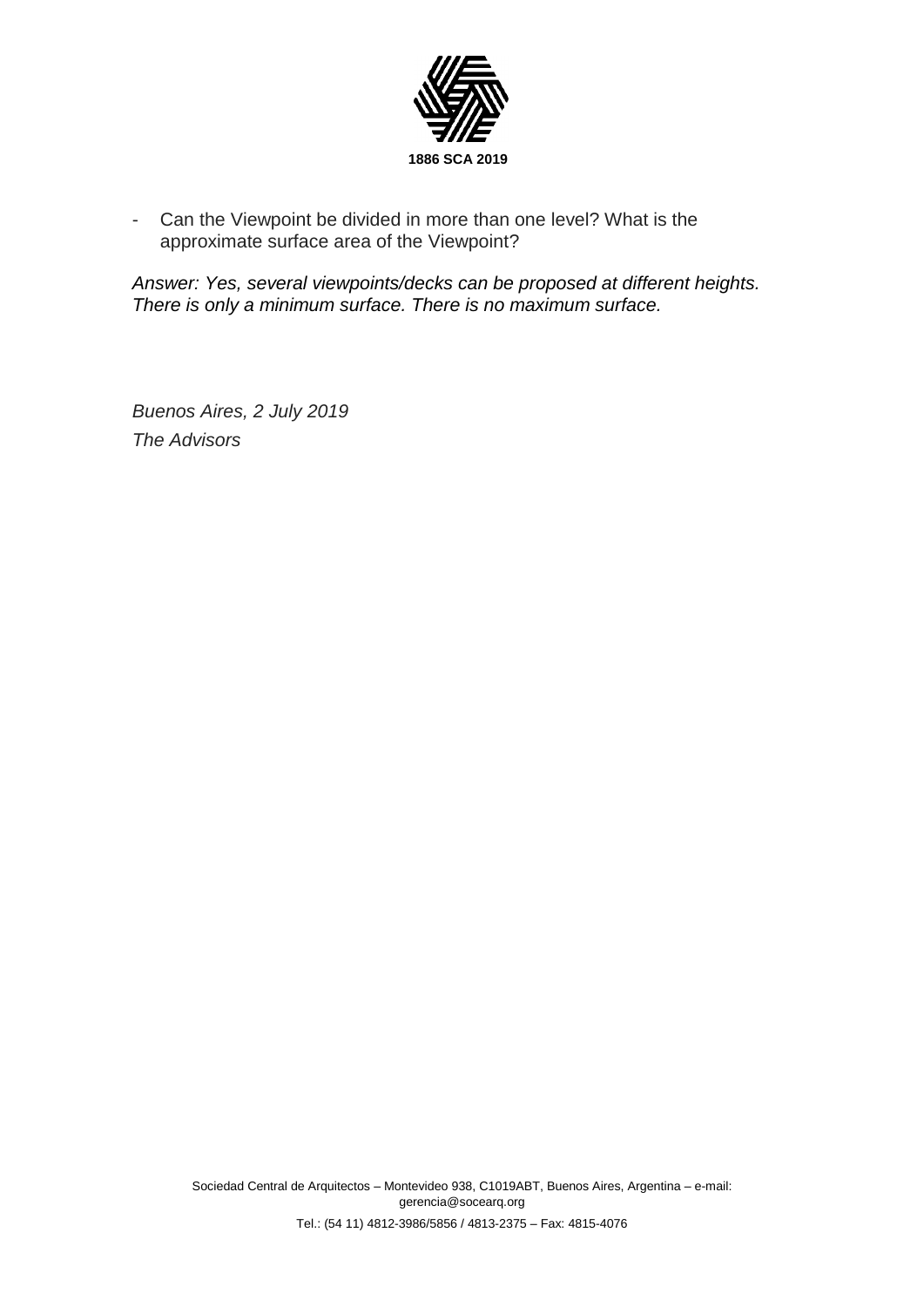- Can the Viewpoint be divided in more than one level? What is the approximate surface area of the Viewpoint?

*Answer: Yes, several viewpoints/decks can be proposed at different heights. There is only a minimum surface. There is no maximum surface.*

*Buenos Aires, 2 July 2019*
*The Advisors*